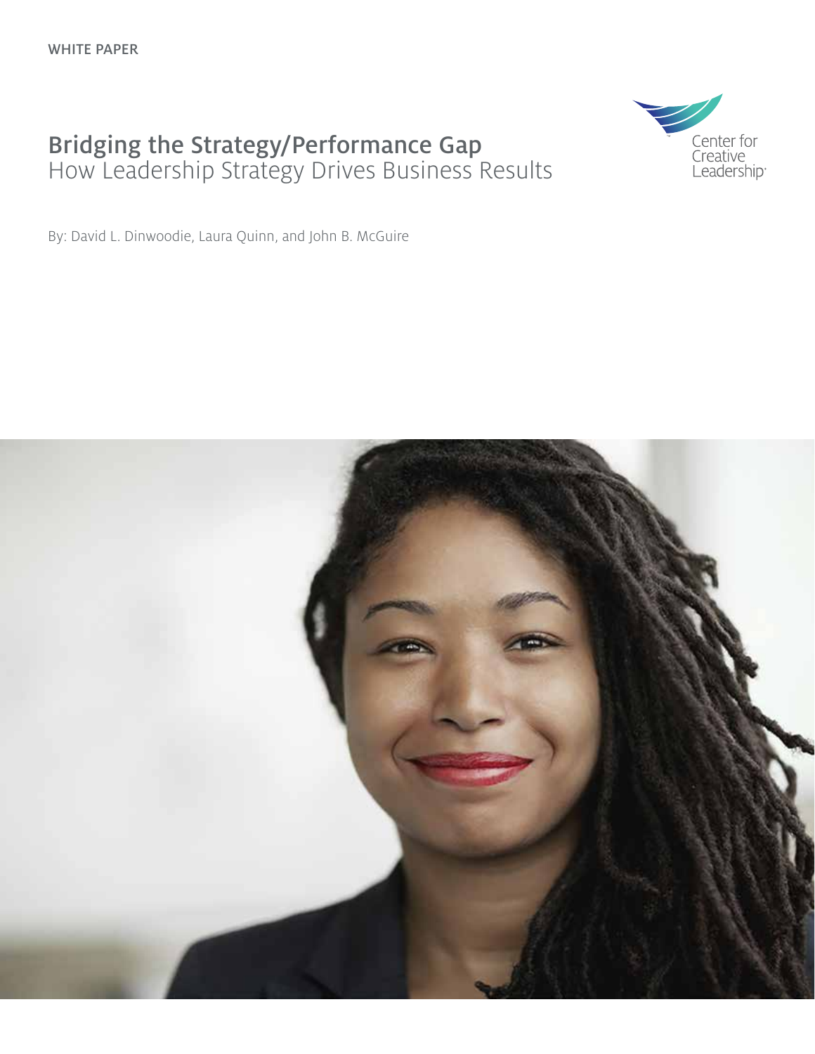WHITE PAPER

# Bridging the Strategy/Performance Gap

## How Leadership Strategy Drives Business Results

Center for Creative Leadership

By: David L. Dinwoodie, Laura Quinn, and John B. McGuire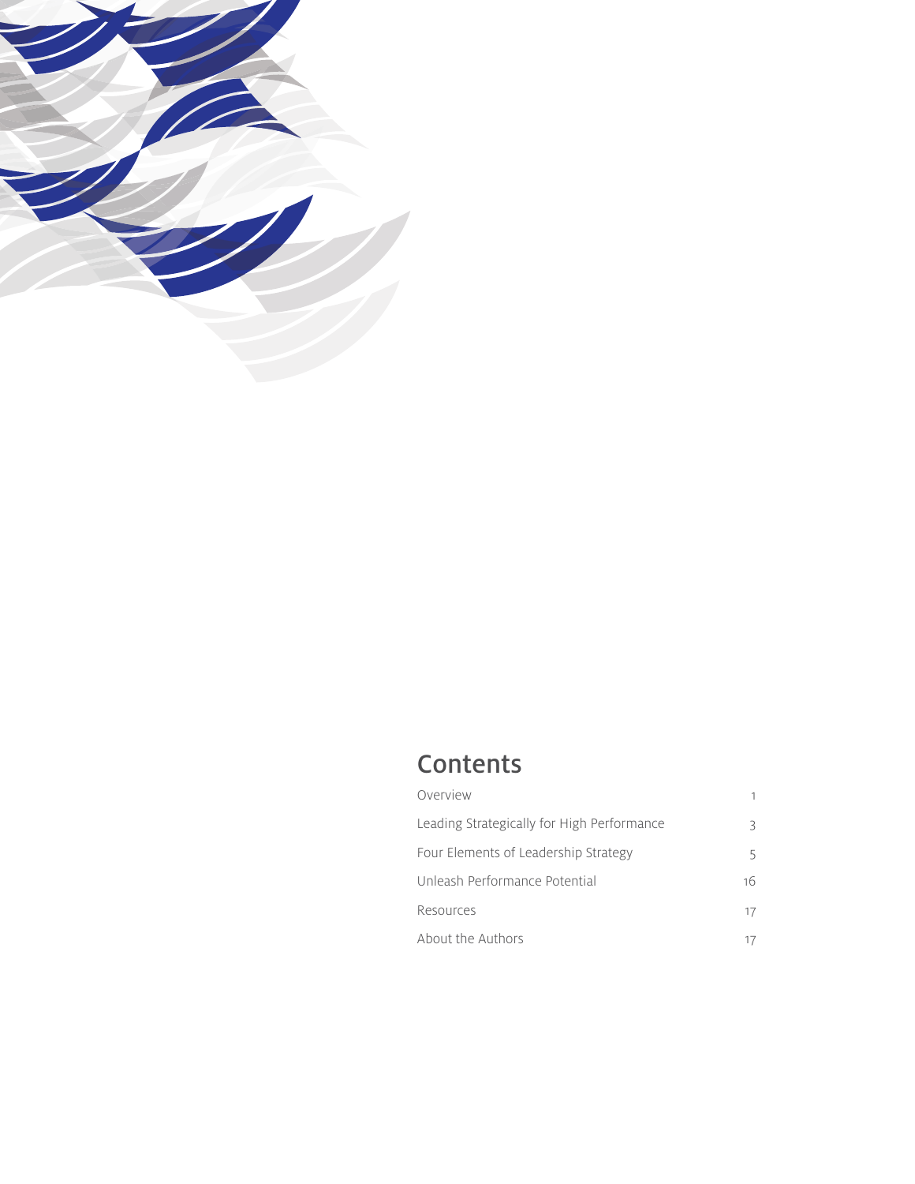## Contents

| | |
|---|---|
| Overview | 1 |
| Leading Strategically for High Performance | 3 |
| Four Elements of Leadership Strategy | 5 |
| Unleash Performance Potential | 16 |
| Resources | 17 |
| About the Authors | 17 |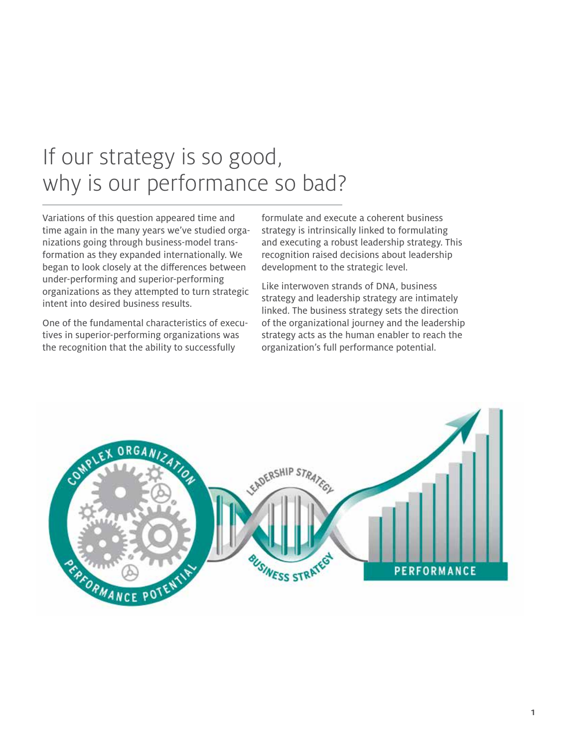# If our strategy is so good, why is our performance so bad?

Variations of this question appeared time and time again in the many years we've studied organizations going through business-model transformation as they expanded internationally. We began to look closely at the differences between under-performing and superior-performing organizations as they attempted to turn strategic intent into desired business results.

One of the fundamental characteristics of executives in superior-performing organizations was the recognition that the ability to successfully formulate and execute a coherent business strategy is intrinsically linked to formulating and executing a robust leadership strategy. This recognition raised decisions about leadership development to the strategic level.

Like interwoven strands of DNA, business strategy and leadership strategy are intimately linked. The business strategy sets the direction of the organizational journey and the leadership strategy acts as the human enabler to reach the organization's full performance potential.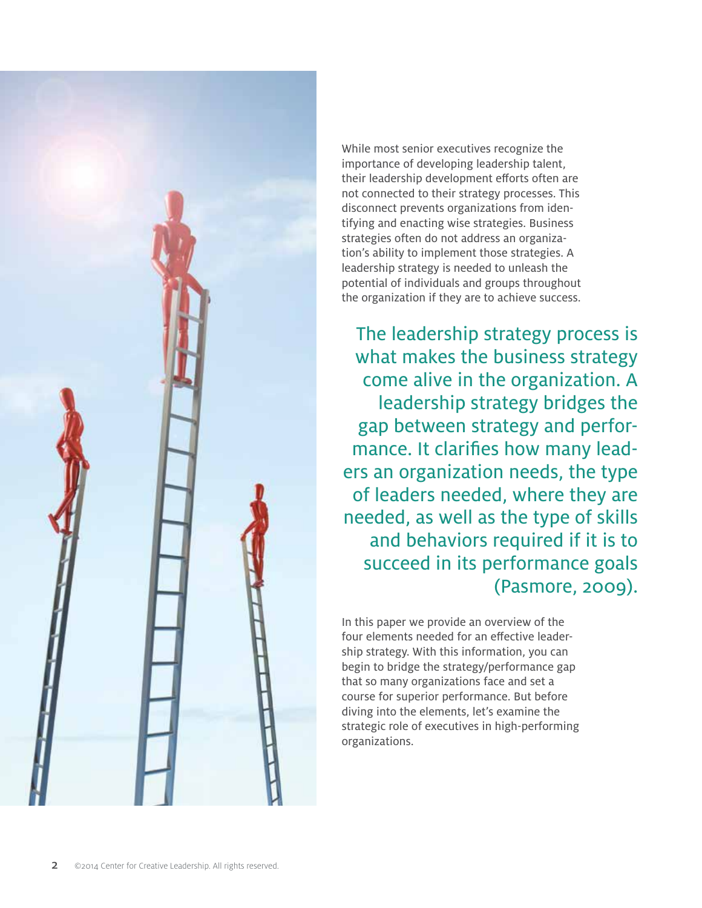While most senior executives recognize the importance of developing leadership talent, their leadership development efforts often are not connected to their strategy processes. This disconnect prevents organizations from identifying and enacting wise strategies. Business strategies often do not address an organization's ability to implement those strategies. A leadership strategy is needed to unleash the potential of individuals and groups throughout the organization if they are to achieve success.

> The leadership strategy process is what makes the business strategy come alive in the organization. A leadership strategy bridges the gap between strategy and performance. It clarifies how many leaders an organization needs, the type of leaders needed, where they are needed, as well as the type of skills and behaviors required if it is to succeed in its performance goals (Pasmore, 2009).

In this paper we provide an overview of the four elements needed for an effective leadership strategy. With this information, you can begin to bridge the strategy/performance gap that so many organizations face and set a course for superior performance. But before diving into the elements, let's examine the strategic role of executives in high-performing organizations.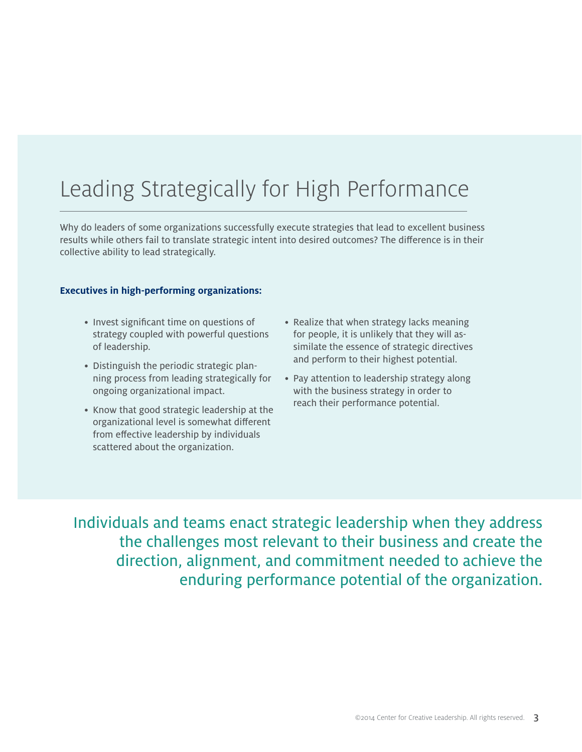# Leading Strategically for High Performance

Why do leaders of some organizations successfully execute strategies that lead to excellent business results while others fail to translate strategic intent into desired outcomes? The difference is in their collective ability to lead strategically.

**Executives in high-performing organizations:**

- Invest significant time on questions of strategy coupled with powerful questions of leadership.
- Distinguish the periodic strategic planning process from leading strategically for ongoing organizational impact.
- Know that good strategic leadership at the organizational level is somewhat different from effective leadership by individuals scattered about the organization.
- Realize that when strategy lacks meaning for people, it is unlikely that they will assimilate the essence of strategic directives and perform to their highest potential.
- Pay attention to leadership strategy along with the business strategy in order to reach their performance potential.

Individuals and teams enact strategic leadership when they address the challenges most relevant to their business and create the direction, alignment, and commitment needed to achieve the enduring performance potential of the organization.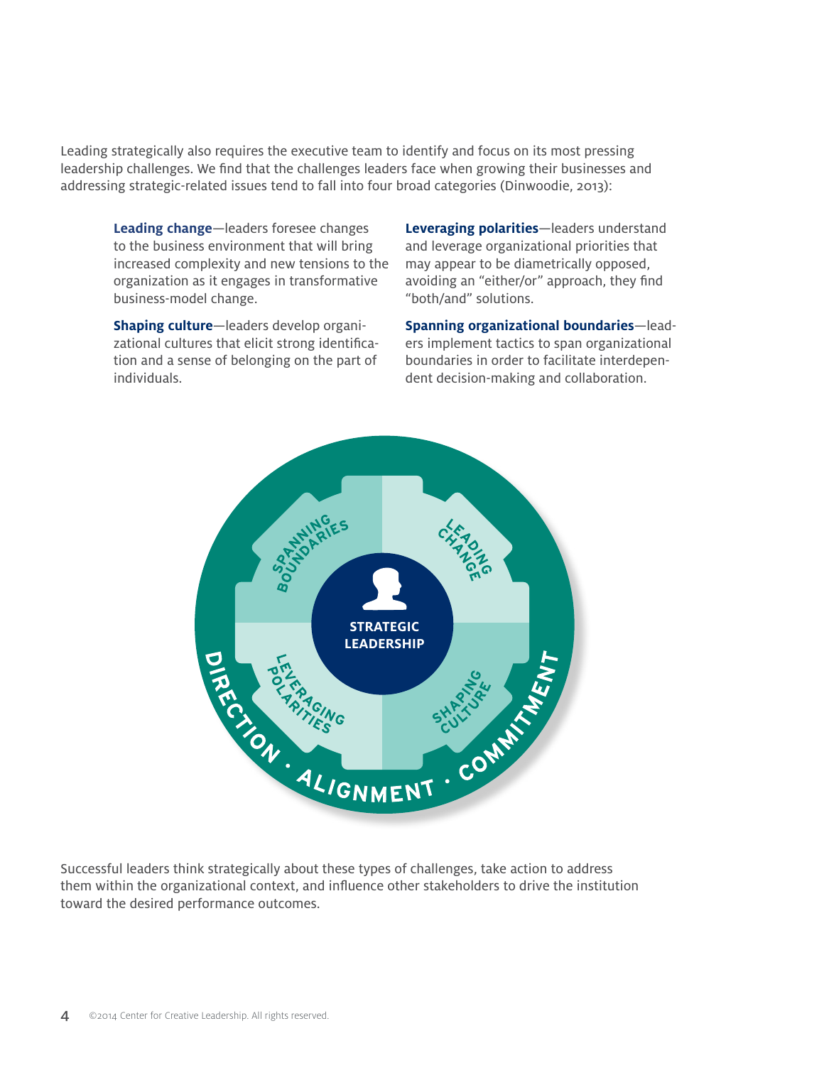Leading strategically also requires the executive team to identify and focus on its most pressing leadership challenges. We find that the challenges leaders face when growing their businesses and addressing strategic-related issues tend to fall into four broad categories (Dinwoodie, 2013):

**Leading change**—leaders foresee changes to the business environment that will bring increased complexity and new tensions to the organization as it engages in transformative business-model change.

**Shaping culture**—leaders develop organizational cultures that elicit strong identification and a sense of belonging on the part of individuals.

**Leveraging polarities**—leaders understand and leverage organizational priorities that may appear to be diametrically opposed, avoiding an "either/or" approach, they find "both/and" solutions.

**Spanning organizational boundaries**—leaders implement tactics to span organizational boundaries in order to facilitate interdependent decision-making and collaboration.

STRATEGIC LEADERSHIP

SPANNING BOUNDARIES · LEADING CHANGE · SHAPING CULTURE · LEVERAGING POLARITIES

DIRECTION · ALIGNMENT · COMMITMENT

Successful leaders think strategically about these types of challenges, take action to address them within the organizational context, and influence other stakeholders to drive the institution toward the desired performance outcomes.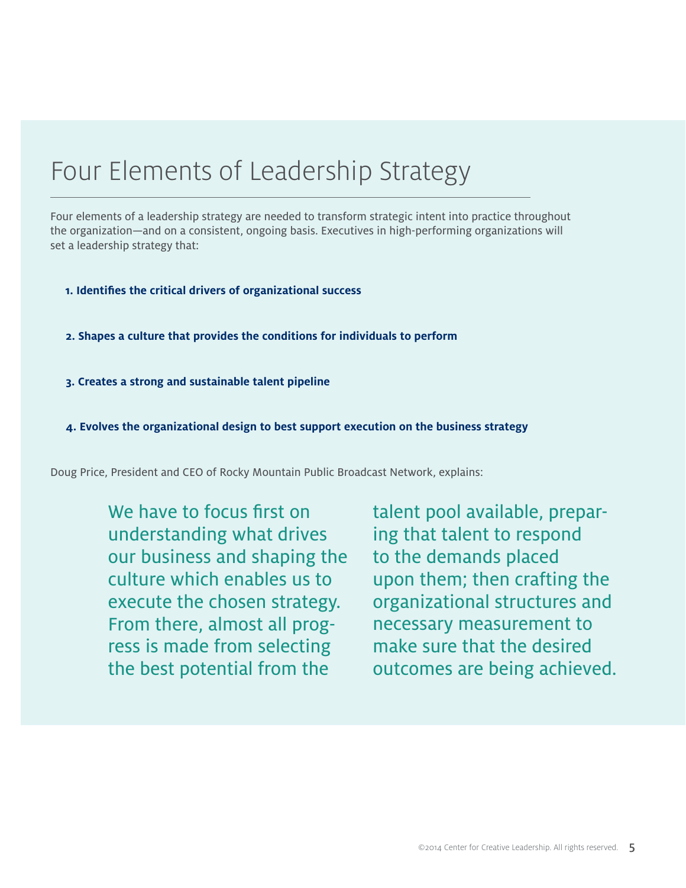# Four Elements of Leadership Strategy

Four elements of a leadership strategy are needed to transform strategic intent into practice throughout the organization—and on a consistent, ongoing basis. Executives in high-performing organizations will set a leadership strategy that:

1. **Identifies the critical drivers of organizational success**
2. **Shapes a culture that provides the conditions for individuals to perform**
3. **Creates a strong and sustainable talent pipeline**
4. **Evolves the organizational design to best support execution on the business strategy**

Doug Price, President and CEO of Rocky Mountain Public Broadcast Network, explains:

> We have to focus first on understanding what drives our business and shaping the culture which enables us to execute the chosen strategy. From there, almost all progress is made from selecting the best potential from the talent pool available, preparing that talent to respond to the demands placed upon them; then crafting the organizational structures and necessary measurement to make sure that the desired outcomes are being achieved.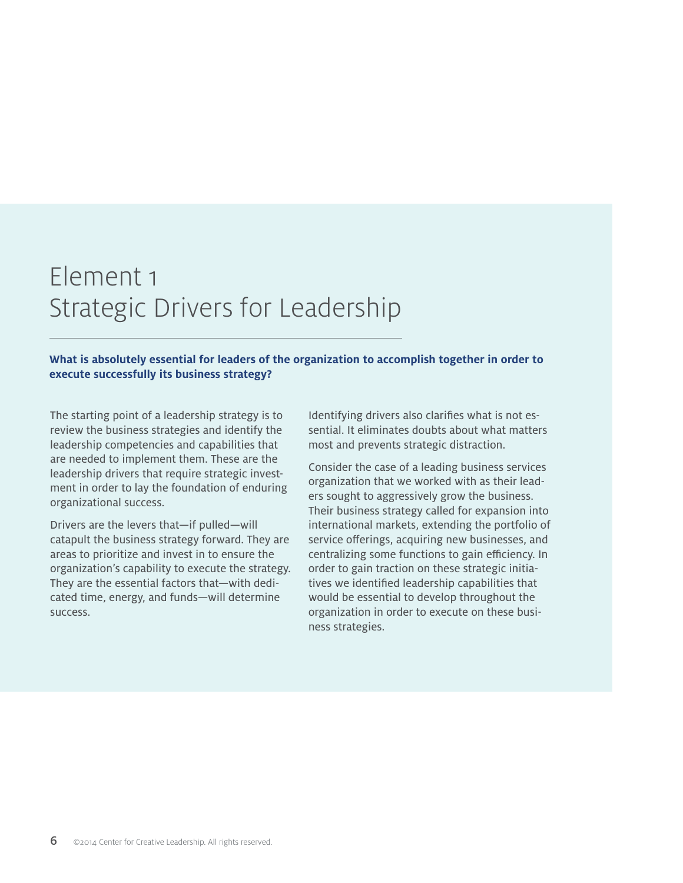# Element 1
# Strategic Drivers for Leadership

**What is absolutely essential for leaders of the organization to accomplish together in order to execute successfully its business strategy?**

The starting point of a leadership strategy is to review the business strategies and identify the leadership competencies and capabilities that are needed to implement them. These are the leadership drivers that require strategic investment in order to lay the foundation of enduring organizational success.

Drivers are the levers that—if pulled—will catapult the business strategy forward. They are areas to prioritize and invest in to ensure the organization's capability to execute the strategy. They are the essential factors that—with dedicated time, energy, and funds—will determine success.

Identifying drivers also clarifies what is not essential. It eliminates doubts about what matters most and prevents strategic distraction.

Consider the case of a leading business services organization that we worked with as their leaders sought to aggressively grow the business. Their business strategy called for expansion into international markets, extending the portfolio of service offerings, acquiring new businesses, and centralizing some functions to gain efficiency. In order to gain traction on these strategic initiatives we identified leadership capabilities that would be essential to develop throughout the organization in order to execute on these business strategies.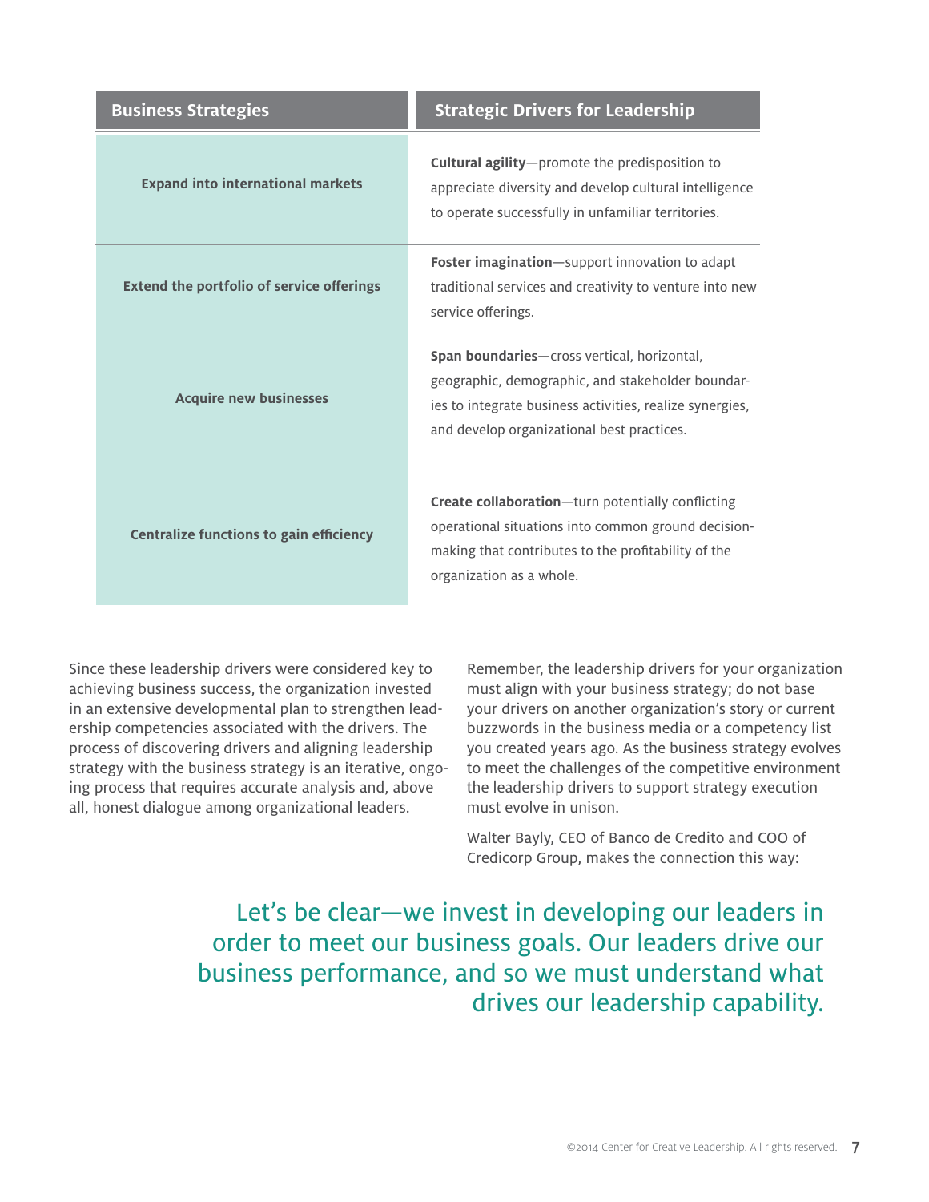| Business Strategies | Strategic Drivers for Leadership |
| --- | --- |
| **Expand into international markets** | **Cultural agility**—promote the predisposition to appreciate diversity and develop cultural intelligence to operate successfully in unfamiliar territories. |
| **Extend the portfolio of service offerings** | **Foster imagination**—support innovation to adapt traditional services and creativity to venture into new service offerings. |
| **Acquire new businesses** | **Span boundaries**—cross vertical, horizontal, geographic, demographic, and stakeholder boundaries to integrate business activities, realize synergies, and develop organizational best practices. |
| **Centralize functions to gain efficiency** | **Create collaboration**—turn potentially conflicting operational situations into common ground decision-making that contributes to the profitability of the organization as a whole. |

Since these leadership drivers were considered key to achieving business success, the organization invested in an extensive developmental plan to strengthen leadership competencies associated with the drivers. The process of discovering drivers and aligning leadership strategy with the business strategy is an iterative, ongoing process that requires accurate analysis and, above all, honest dialogue among organizational leaders.

Remember, the leadership drivers for your organization must align with your business strategy; do not base your drivers on another organization's story or current buzzwords in the business media or a competency list you created years ago. As the business strategy evolves to meet the challenges of the competitive environment the leadership drivers to support strategy execution must evolve in unison.

Walter Bayly, CEO of Banco de Credito and COO of Credicorp Group, makes the connection this way:

> Let's be clear—we invest in developing our leaders in order to meet our business goals. Our leaders drive our business performance, and so we must understand what drives our leadership capability.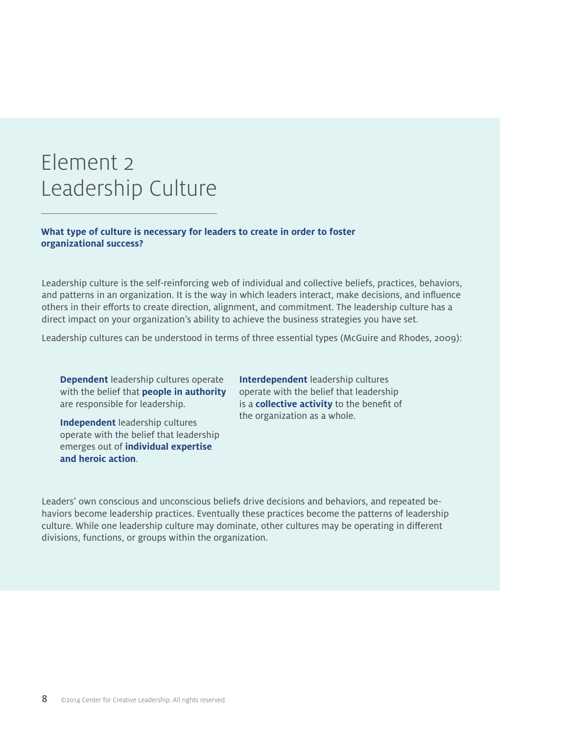# Element 2
# Leadership Culture

**What type of culture is necessary for leaders to create in order to foster organizational success?**

Leadership culture is the self-reinforcing web of individual and collective beliefs, practices, behaviors, and patterns in an organization. It is the way in which leaders interact, make decisions, and influence others in their efforts to create direction, alignment, and commitment. The leadership culture has a direct impact on your organization's ability to achieve the business strategies you have set.

Leadership cultures can be understood in terms of three essential types (McGuire and Rhodes, 2009):

**Dependent** leadership cultures operate with the belief that **people in authority** are responsible for leadership.

**Independent** leadership cultures operate with the belief that leadership emerges out of **individual expertise and heroic action**.

**Interdependent** leadership cultures operate with the belief that leadership is a **collective activity** to the benefit of the organization as a whole.

Leaders' own conscious and unconscious beliefs drive decisions and behaviors, and repeated behaviors become leadership practices. Eventually these practices become the patterns of leadership culture. While one leadership culture may dominate, other cultures may be operating in different divisions, functions, or groups within the organization.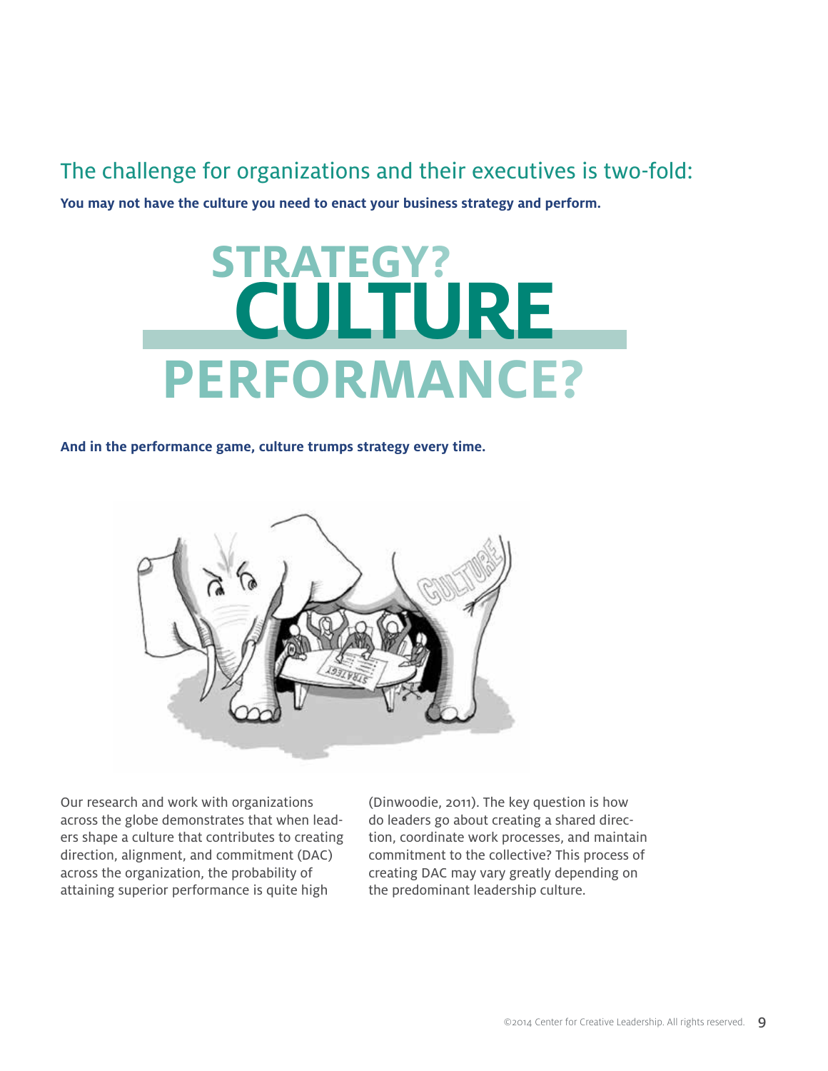## The challenge for organizations and their executives is two-fold:

**You may not have the culture you need to enact your business strategy and perform.**

# STRATEGY? CULTURE PERFORMANCE?

**And in the performance game, culture trumps strategy every time.**

Our research and work with organizations across the globe demonstrates that when leaders shape a culture that contributes to creating direction, alignment, and commitment (DAC) across the organization, the probability of attaining superior performance is quite high (Dinwoodie, 2011). The key question is how do leaders go about creating a shared direction, coordinate work processes, and maintain commitment to the collective? This process of creating DAC may vary greatly depending on the predominant leadership culture.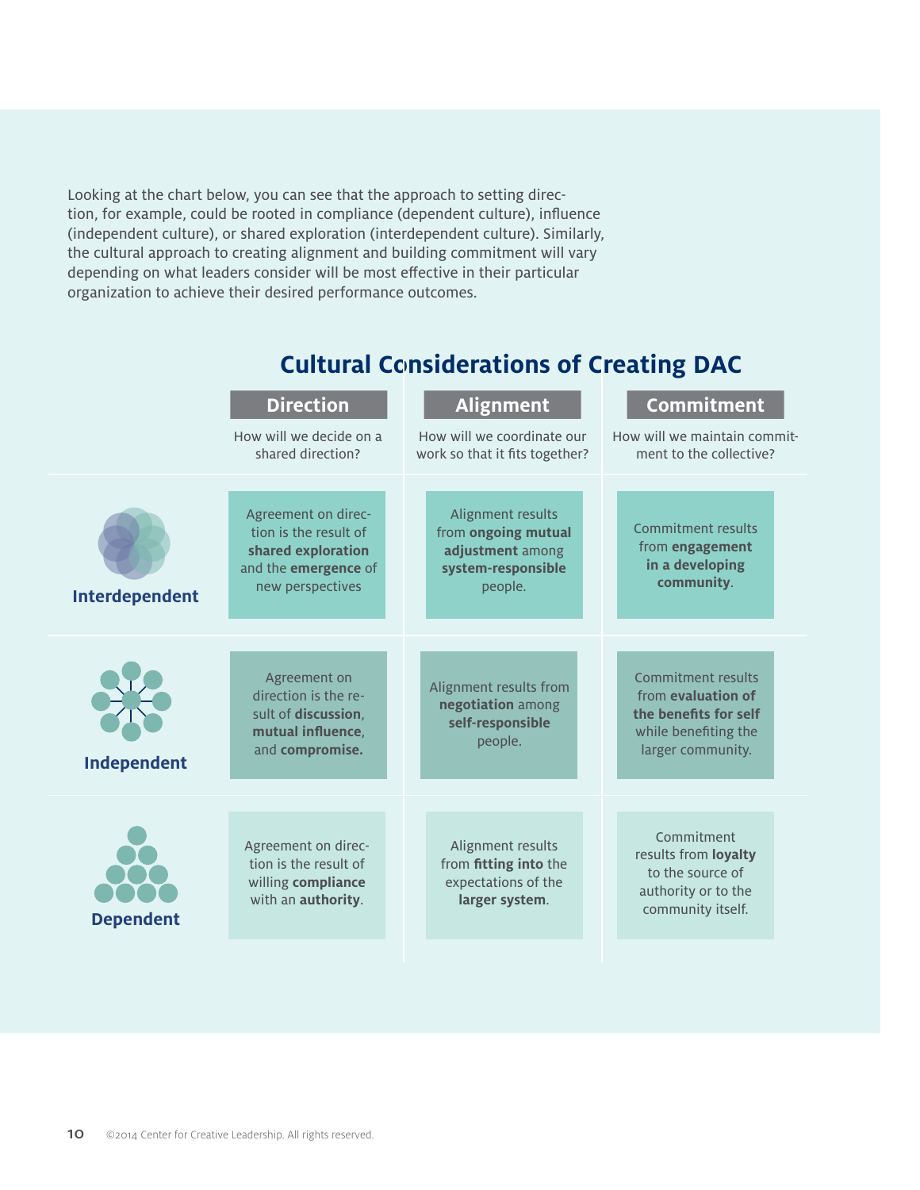Looking at the chart below, you can see that the approach to setting direction, for example, could be rooted in compliance (dependent culture), influence (independent culture), or shared exploration (interdependent culture). Similarly, the cultural approach to creating alignment and building commitment will vary depending on what leaders consider will be most effective in their particular organization to achieve their desired performance outcomes.

## Cultural Considerations of Creating DAC

| | **Direction**<br>How will we decide on a shared direction? | **Alignment**<br>How will we coordinate our work so that it fits together? | **Commitment**<br>How will we maintain commitment to the collective? |
|---|---|---|---|
| **Interdependent** | Agreement on direction is the result of **shared exploration** and the **emergence** of new perspectives | Alignment results from **ongoing mutual adjustment** among **system-responsible** people. | Commitment results from **engagement in a developing community**. |
| **Independent** | Agreement on direction is the result of **discussion**, **mutual influence**, and **compromise.** | Alignment results from **negotiation** among **self-responsible** people. | Commitment results from **evaluation of the benefits for self** while benefiting the larger community. |
| **Dependent** | Agreement on direction is the result of willing **compliance** with an **authority**. | Alignment results from **fitting into** the expectations of the **larger system**. | Commitment results from **loyalty** to the source of authority or to the community itself. |

©2014 Center for Creative Leadership. All rights reserved.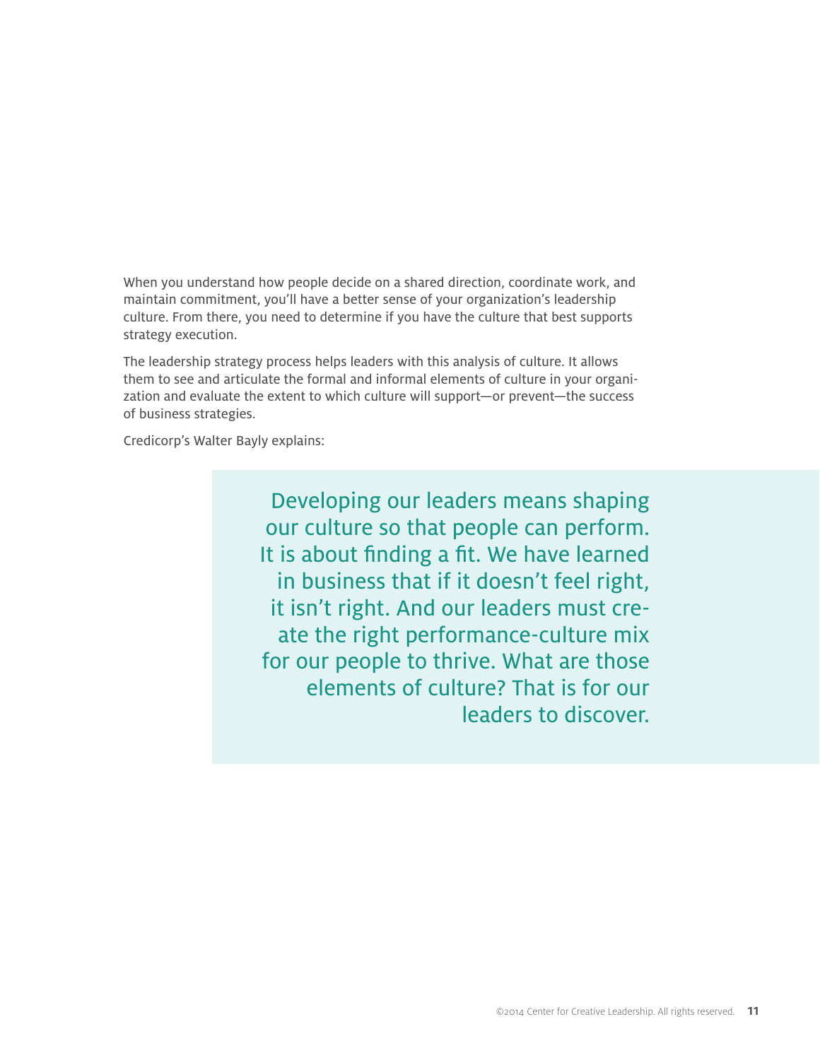When you understand how people decide on a shared direction, coordinate work, and maintain commitment, you'll have a better sense of your organization's leadership culture. From there, you need to determine if you have the culture that best supports strategy execution.

The leadership strategy process helps leaders with this analysis of culture. It allows them to see and articulate the formal and informal elements of culture in your organization and evaluate the extent to which culture will support—or prevent—the success of business strategies.

Credicorp's Walter Bayly explains:

> Developing our leaders means shaping our culture so that people can perform. It is about finding a fit. We have learned in business that if it doesn't feel right, it isn't right. And our leaders must create the right performance-culture mix for our people to thrive. What are those elements of culture? That is for our leaders to discover.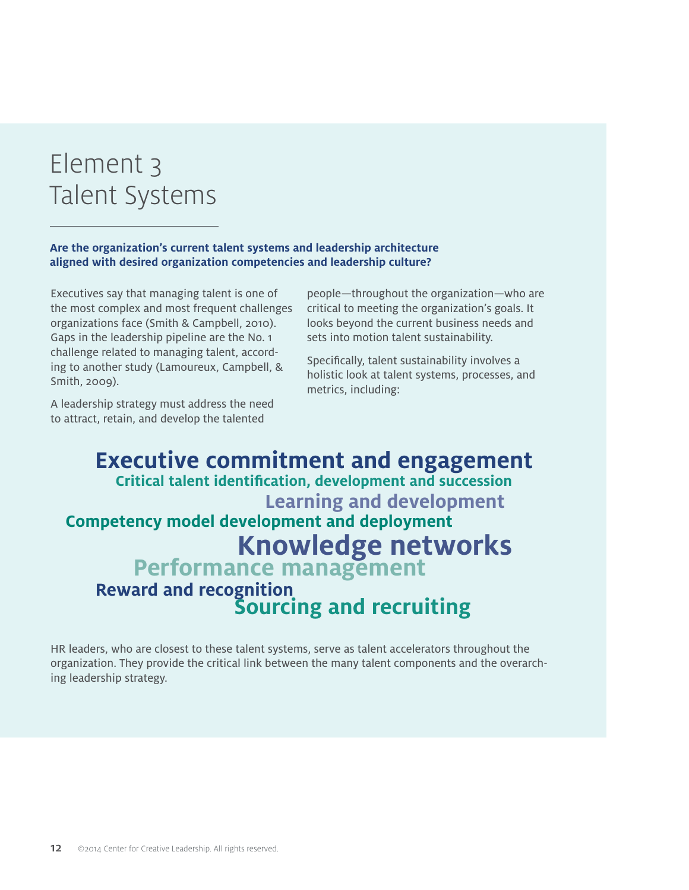# Element 3
# Talent Systems

**Are the organization's current talent systems and leadership architecture aligned with desired organization competencies and leadership culture?**

Executives say that managing talent is one of the most complex and most frequent challenges organizations face (Smith & Campbell, 2010). Gaps in the leadership pipeline are the No. 1 challenge related to managing talent, according to another study (Lamoureux, Campbell, & Smith, 2009).

A leadership strategy must address the need to attract, retain, and develop the talented people—throughout the organization—who are critical to meeting the organization's goals. It looks beyond the current business needs and sets into motion talent sustainability.

Specifically, talent sustainability involves a holistic look at talent systems, processes, and metrics, including:

- **Executive commitment and engagement**
- **Critical talent identification, development and succession**
- **Learning and development**
- **Competency model development and deployment**
- **Knowledge networks**
- **Performance management**
- **Reward and recognition**
- **Sourcing and recruiting**

HR leaders, who are closest to these talent systems, serve as talent accelerators throughout the organization. They provide the critical link between the many talent components and the overarching leadership strategy.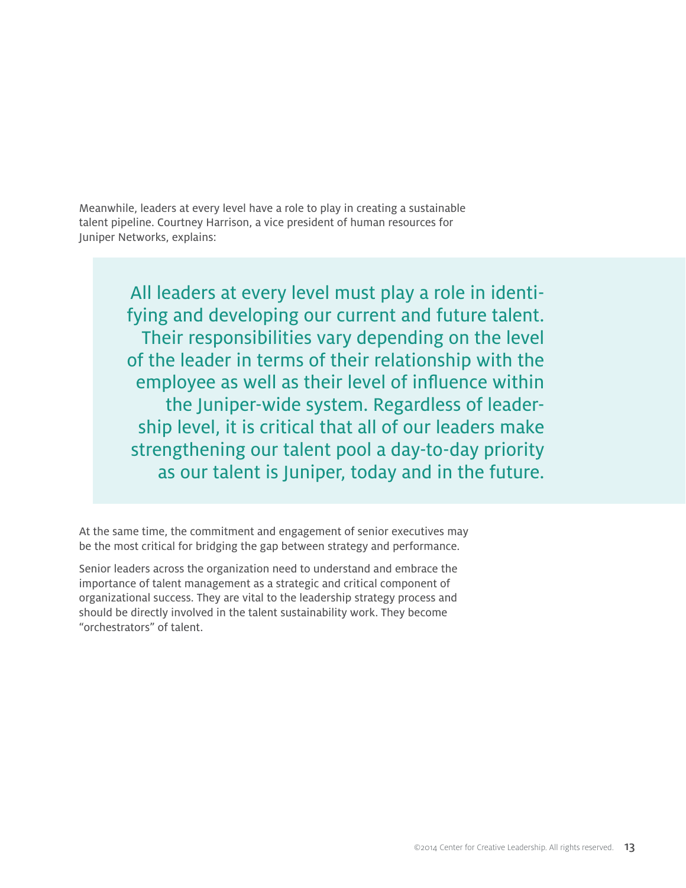Meanwhile, leaders at every level have a role to play in creating a sustainable talent pipeline. Courtney Harrison, a vice president of human resources for Juniper Networks, explains:

> All leaders at every level must play a role in identifying and developing our current and future talent. Their responsibilities vary depending on the level of the leader in terms of their relationship with the employee as well as their level of influence within the Juniper-wide system. Regardless of leadership level, it is critical that all of our leaders make strengthening our talent pool a day-to-day priority as our talent is Juniper, today and in the future.

At the same time, the commitment and engagement of senior executives may be the most critical for bridging the gap between strategy and performance.

Senior leaders across the organization need to understand and embrace the importance of talent management as a strategic and critical component of organizational success. They are vital to the leadership strategy process and should be directly involved in the talent sustainability work. They become "orchestrators" of talent.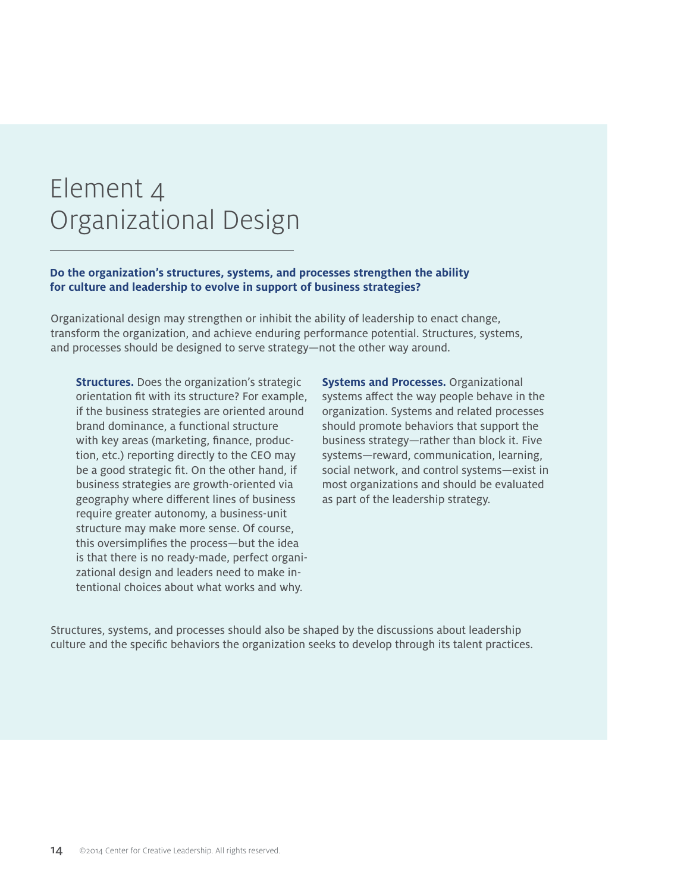# Element 4
# Organizational Design

**Do the organization's structures, systems, and processes strengthen the ability for culture and leadership to evolve in support of business strategies?**

Organizational design may strengthen or inhibit the ability of leadership to enact change, transform the organization, and achieve enduring performance potential. Structures, systems, and processes should be designed to serve strategy—not the other way around.

**Structures.** Does the organization's strategic orientation fit with its structure? For example, if the business strategies are oriented around brand dominance, a functional structure with key areas (marketing, finance, production, etc.) reporting directly to the CEO may be a good strategic fit. On the other hand, if business strategies are growth-oriented via geography where different lines of business require greater autonomy, a business-unit structure may make more sense. Of course, this oversimplifies the process—but the idea is that there is no ready-made, perfect organizational design and leaders need to make intentional choices about what works and why.

**Systems and Processes.** Organizational systems affect the way people behave in the organization. Systems and related processes should promote behaviors that support the business strategy—rather than block it. Five systems—reward, communication, learning, social network, and control systems—exist in most organizations and should be evaluated as part of the leadership strategy.

Structures, systems, and processes should also be shaped by the discussions about leadership culture and the specific behaviors the organization seeks to develop through its talent practices.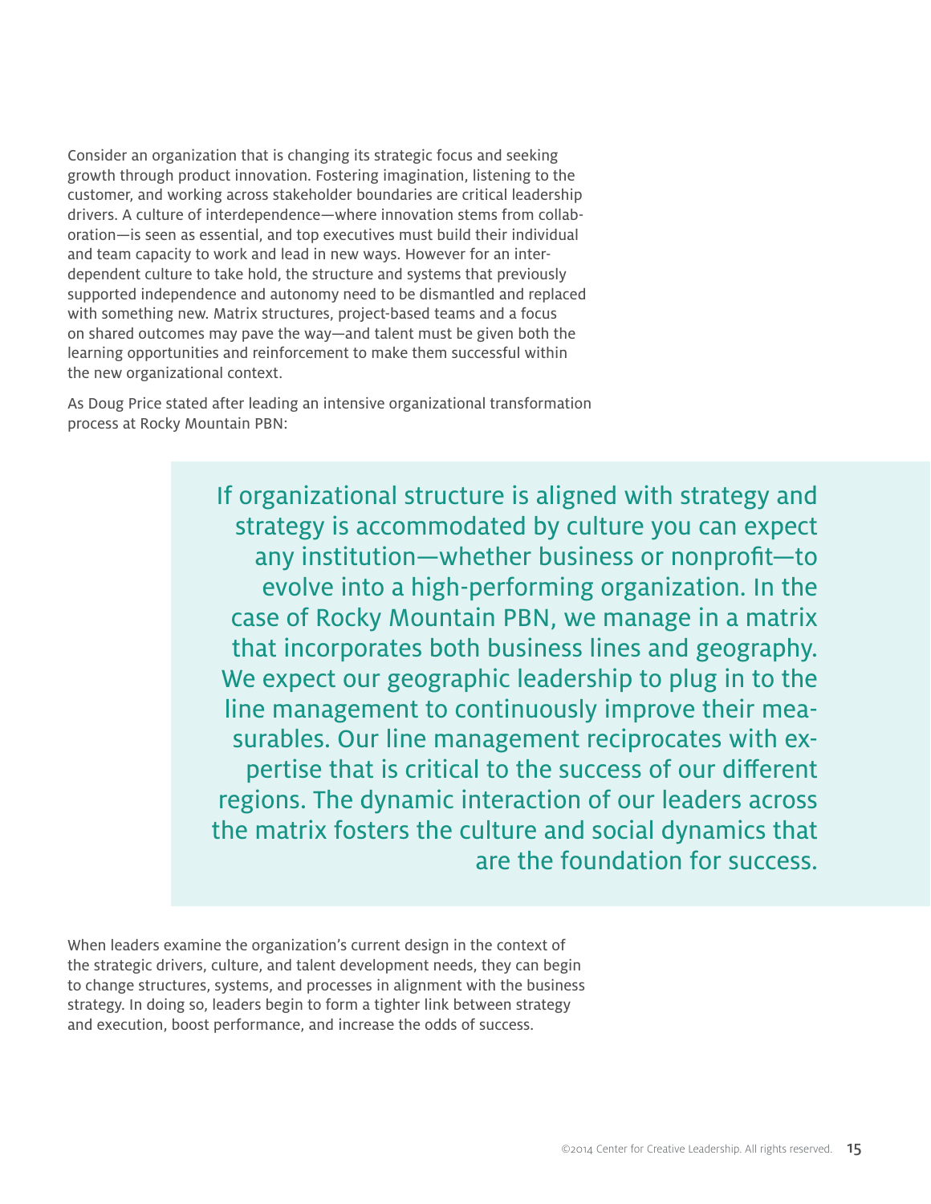Consider an organization that is changing its strategic focus and seeking growth through product innovation. Fostering imagination, listening to the customer, and working across stakeholder boundaries are critical leadership drivers. A culture of interdependence—where innovation stems from collaboration—is seen as essential, and top executives must build their individual and team capacity to work and lead in new ways. However for an interdependent culture to take hold, the structure and systems that previously supported independence and autonomy need to be dismantled and replaced with something new. Matrix structures, project-based teams and a focus on shared outcomes may pave the way—and talent must be given both the learning opportunities and reinforcement to make them successful within the new organizational context.

As Doug Price stated after leading an intensive organizational transformation process at Rocky Mountain PBN:

> If organizational structure is aligned with strategy and strategy is accommodated by culture you can expect any institution—whether business or nonprofit—to evolve into a high-performing organization. In the case of Rocky Mountain PBN, we manage in a matrix that incorporates both business lines and geography. We expect our geographic leadership to plug in to the line management to continuously improve their measurables. Our line management reciprocates with expertise that is critical to the success of our different regions. The dynamic interaction of our leaders across the matrix fosters the culture and social dynamics that are the foundation for success.

When leaders examine the organization's current design in the context of the strategic drivers, culture, and talent development needs, they can begin to change structures, systems, and processes in alignment with the business strategy. In doing so, leaders begin to form a tighter link between strategy and execution, boost performance, and increase the odds of success.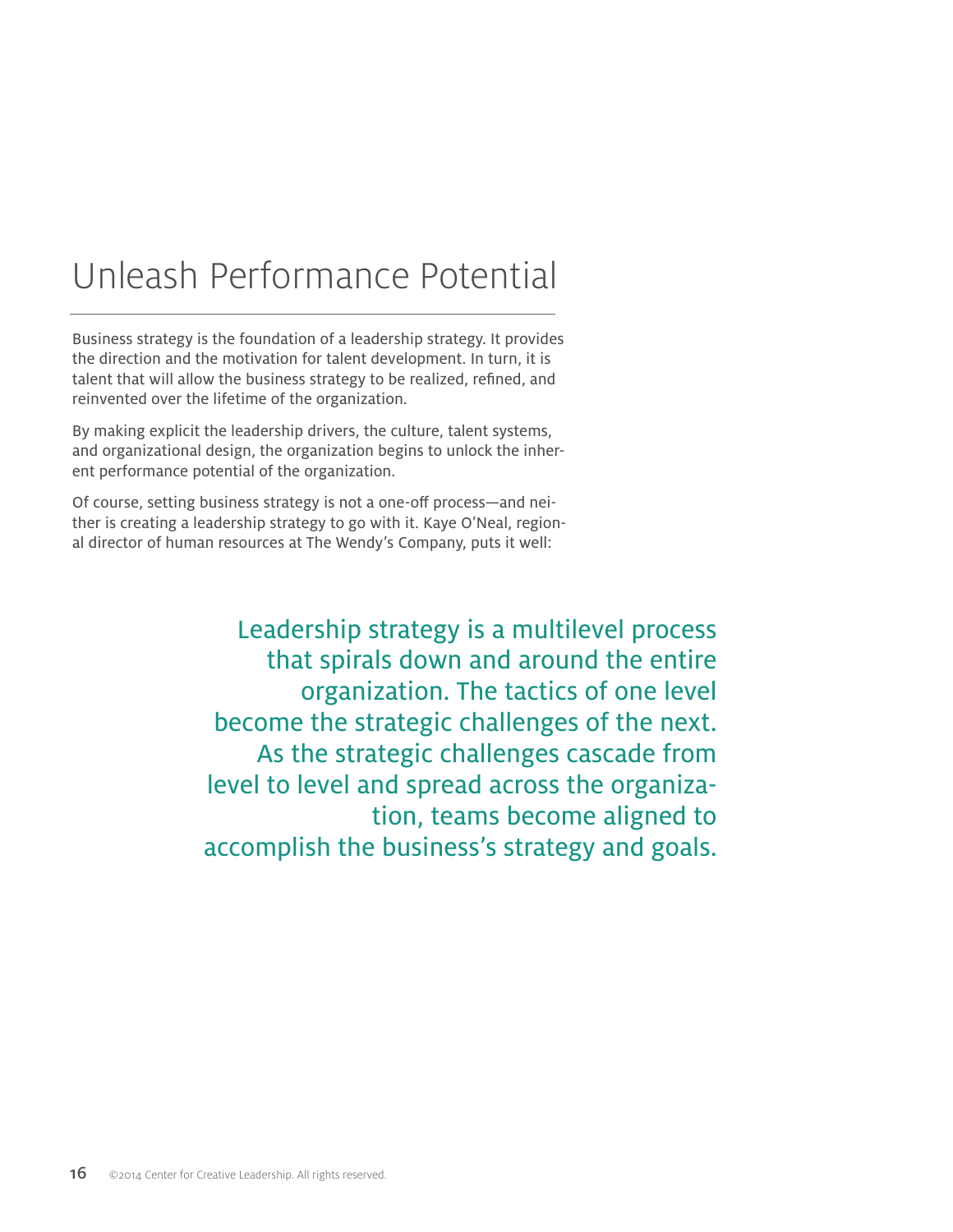# Unleash Performance Potential

Business strategy is the foundation of a leadership strategy. It provides the direction and the motivation for talent development. In turn, it is talent that will allow the business strategy to be realized, refined, and reinvented over the lifetime of the organization.

By making explicit the leadership drivers, the culture, talent systems, and organizational design, the organization begins to unlock the inherent performance potential of the organization.

Of course, setting business strategy is not a one-off process—and neither is creating a leadership strategy to go with it. Kaye O'Neal, regional director of human resources at The Wendy's Company, puts it well:

> Leadership strategy is a multilevel process that spirals down and around the entire organization. The tactics of one level become the strategic challenges of the next. As the strategic challenges cascade from level to level and spread across the organization, teams become aligned to accomplish the business's strategy and goals.

©2014 Center for Creative Leadership. All rights reserved.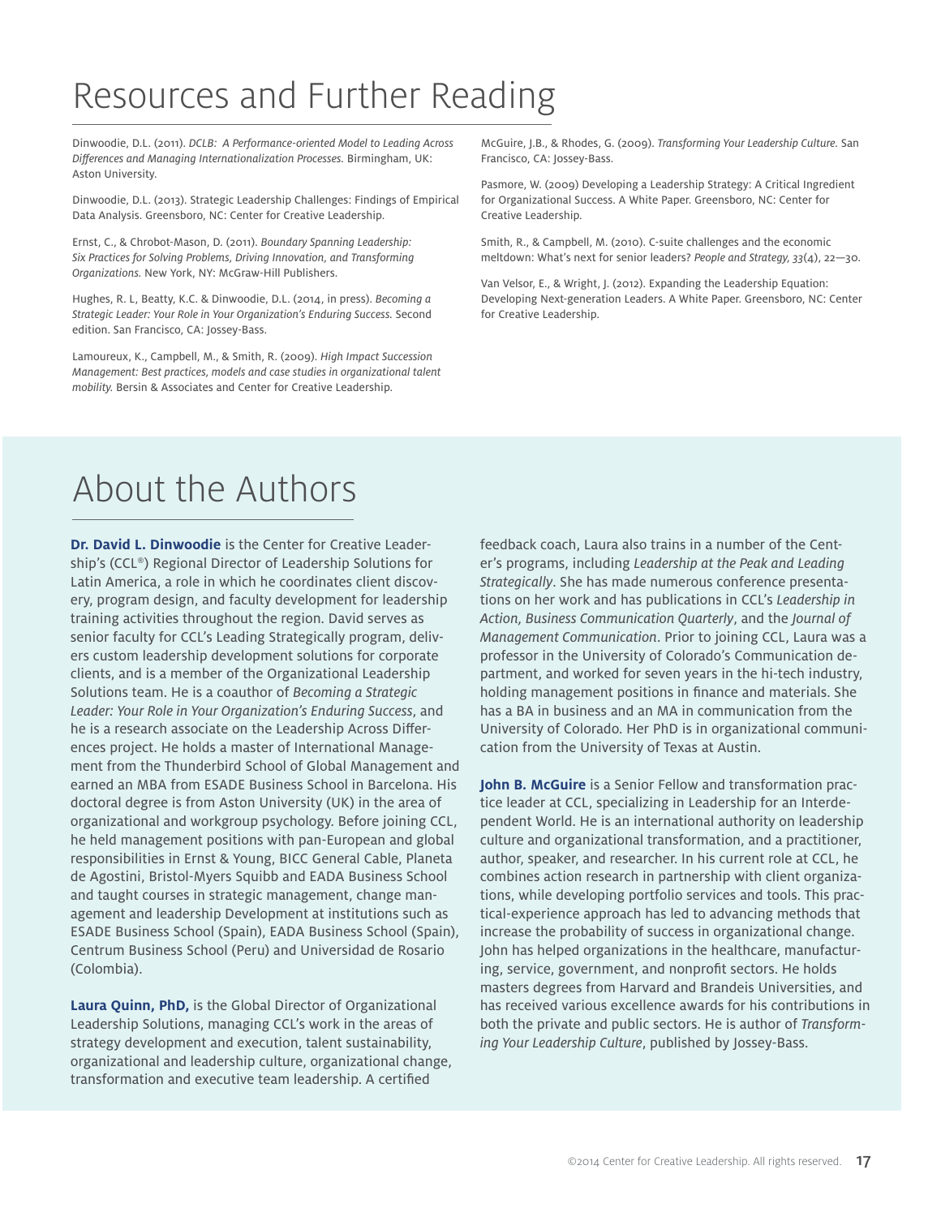# Resources and Further Reading

Dinwoodie, D.L. (2011). *DCLB: A Performance-oriented Model to Leading Across Differences and Managing Internationalization Processes*. Birmingham, UK: Aston University.

Dinwoodie, D.L. (2013). Strategic Leadership Challenges: Findings of Empirical Data Analysis. Greensboro, NC: Center for Creative Leadership.

Ernst, C., & Chrobot-Mason, D. (2011). *Boundary Spanning Leadership: Six Practices for Solving Problems, Driving Innovation, and Transforming Organizations.* New York, NY: McGraw-Hill Publishers.

Hughes, R. L, Beatty, K.C. & Dinwoodie, D.L. (2014, in press). *Becoming a Strategic Leader: Your Role in Your Organization's Enduring Success.* Second edition. San Francisco, CA: Jossey-Bass.

Lamoureux, K., Campbell, M., & Smith, R. (2009). *High Impact Succession Management: Best practices, models and case studies in organizational talent mobility.* Bersin & Associates and Center for Creative Leadership.

McGuire, J.B., & Rhodes, G. (2009). *Transforming Your Leadership Culture*. San Francisco, CA: Jossey-Bass.

Pasmore, W. (2009) Developing a Leadership Strategy: A Critical Ingredient for Organizational Success. A White Paper. Greensboro, NC: Center for Creative Leadership.

Smith, R., & Campbell, M. (2010). C-suite challenges and the economic meltdown: What's next for senior leaders? *People and Strategy, 33*(4), 22—30.

Van Velsor, E., & Wright, J. (2012). Expanding the Leadership Equation: Developing Next-generation Leaders. A White Paper. Greensboro, NC: Center for Creative Leadership.

# About the Authors

**Dr. David L. Dinwoodie** is the Center for Creative Leadership's (CCL®) Regional Director of Leadership Solutions for Latin America, a role in which he coordinates client discovery, program design, and faculty development for leadership training activities throughout the region. David serves as senior faculty for CCL's Leading Strategically program, delivers custom leadership development solutions for corporate clients, and is a member of the Organizational Leadership Solutions team. He is a coauthor of *Becoming a Strategic Leader: Your Role in Your Organization's Enduring Success*, and he is a research associate on the Leadership Across Differences project. He holds a master of International Management from the Thunderbird School of Global Management and earned an MBA from ESADE Business School in Barcelona. His doctoral degree is from Aston University (UK) in the area of organizational and workgroup psychology. Before joining CCL, he held management positions with pan-European and global responsibilities in Ernst & Young, BICC General Cable, Planeta de Agostini, Bristol-Myers Squibb and EADA Business School and taught courses in strategic management, change management and leadership Development at institutions such as ESADE Business School (Spain), EADA Business School (Spain), Centrum Business School (Peru) and Universidad de Rosario (Colombia).

**Laura Quinn, PhD,** is the Global Director of Organizational Leadership Solutions, managing CCL's work in the areas of strategy development and execution, talent sustainability, organizational and leadership culture, organizational change, transformation and executive team leadership. A certified feedback coach, Laura also trains in a number of the Center's programs, including *Leadership at the Peak and Leading Strategically*. She has made numerous conference presentations on her work and has publications in CCL's *Leadership in Action, Business Communication Quarterly*, and the *Journal of Management Communication*. Prior to joining CCL, Laura was a professor in the University of Colorado's Communication department, and worked for seven years in the hi-tech industry, holding management positions in finance and materials. She has a BA in business and an MA in communication from the University of Colorado. Her PhD is in organizational communication from the University of Texas at Austin.

**John B. McGuire** is a Senior Fellow and transformation practice leader at CCL, specializing in Leadership for an Interdependent World. He is an international authority on leadership culture and organizational transformation, and a practitioner, author, speaker, and researcher. In his current role at CCL, he combines action research in partnership with client organizations, while developing portfolio services and tools. This practical-experience approach has led to advancing methods that increase the probability of success in organizational change. John has helped organizations in the healthcare, manufacturing, service, government, and nonprofit sectors. He holds masters degrees from Harvard and Brandeis Universities, and has received various excellence awards for his contributions in both the private and public sectors. He is author of *Transforming Your Leadership Culture*, published by Jossey-Bass.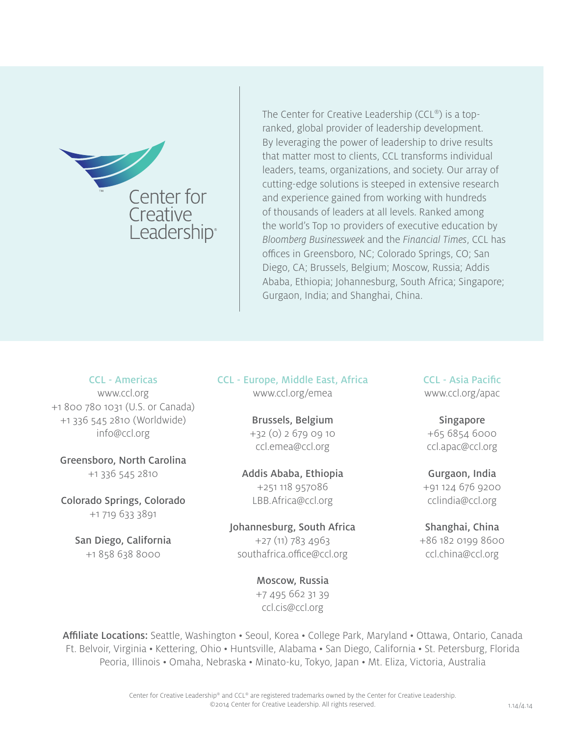Center for Creative Leadership®

The Center for Creative Leadership (CCL®) is a top-ranked, global provider of leadership development. By leveraging the power of leadership to drive results that matter most to clients, CCL transforms individual leaders, teams, organizations, and society. Our array of cutting-edge solutions is steeped in extensive research and experience gained from working with hundreds of thousands of leaders at all levels. Ranked among the world's Top 10 providers of executive education by *Bloomberg Businessweek* and the *Financial Times*, CCL has offices in Greensboro, NC; Colorado Springs, CO; San Diego, CA; Brussels, Belgium; Moscow, Russia; Addis Ababa, Ethiopia; Johannesburg, South Africa; Singapore; Gurgaon, India; and Shanghai, China.

### CCL - Americas

www.ccl.org
+1 800 780 1031 (U.S. or Canada)
+1 336 545 2810 (Worldwide)
info@ccl.org

**Greensboro, North Carolina**
+1 336 545 2810

**Colorado Springs, Colorado**
+1 719 633 3891

**San Diego, California**
+1 858 638 8000

### CCL - Europe, Middle East, Africa

www.ccl.org/emea

**Brussels, Belgium**
+32 (0) 2 679 09 10
ccl.emea@ccl.org

**Addis Ababa, Ethiopia**
+251 118 957086
LBB.Africa@ccl.org

**Johannesburg, South Africa**
+27 (11) 783 4963
southafrica.office@ccl.org

**Moscow, Russia**
+7 495 662 31 39
ccl.cis@ccl.org

### CCL - Asia Pacific

www.ccl.org/apac

**Singapore**
+65 6854 6000
ccl.apac@ccl.org

**Gurgaon, India**
+91 124 676 9200
cclindia@ccl.org

**Shanghai, China**
+86 182 0199 8600
ccl.china@ccl.org

**Affiliate Locations:** Seattle, Washington • Seoul, Korea • College Park, Maryland • Ottawa, Ontario, Canada Ft. Belvoir, Virginia • Kettering, Ohio • Huntsville, Alabama • San Diego, California • St. Petersburg, Florida Peoria, Illinois • Omaha, Nebraska • Minato-ku, Tokyo, Japan • Mt. Eliza, Victoria, Australia

Center for Creative Leadership® and CCL® are registered trademarks owned by the Center for Creative Leadership.
©2014 Center for Creative Leadership. All rights reserved.

1.14/4.14